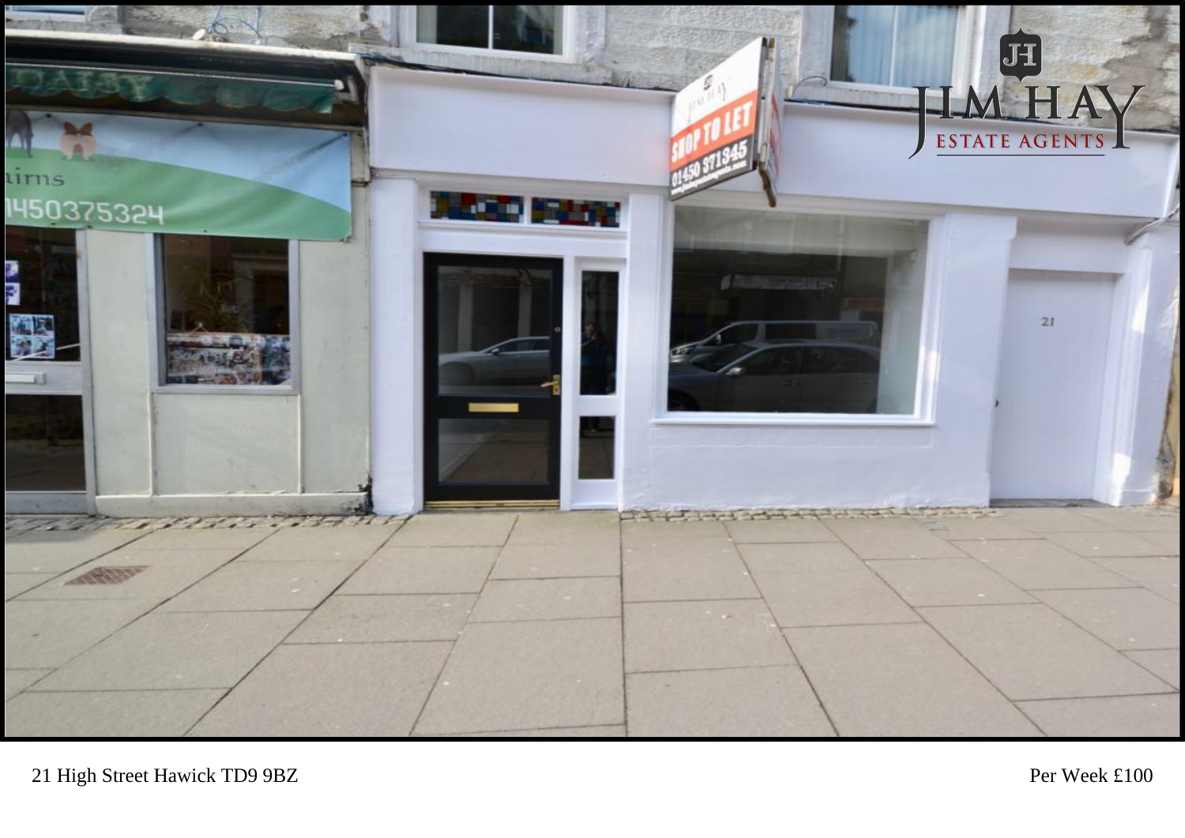21 High Street Hawick TD9 9BZ

Per Week £100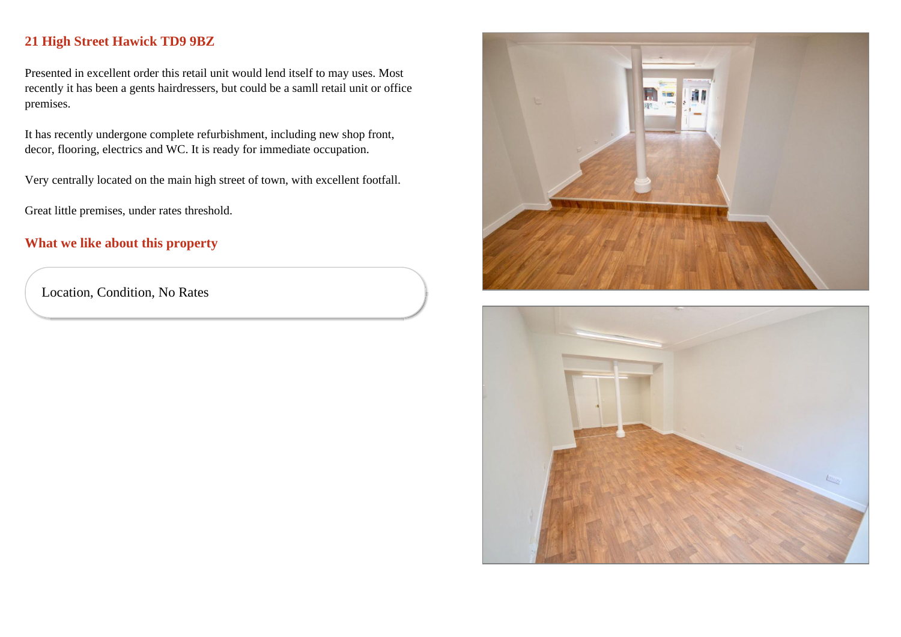## 21 High Street Hawick TD9 9BZ

Presented in excellent order this retail unit would lend itself to may uses. Most recently it has been a gents hairdressers, but could be a samll retail unit or office premises.

It has recently undergone complete refurbishment, including new shop front, decor, flooring, electrics and WC. It is ready for immediate occupation.

Very centrally located on the main high street of town, with excellent footfall.

Great little premises, under rates threshold.

## What we like about this property

Location, Condition, No Rates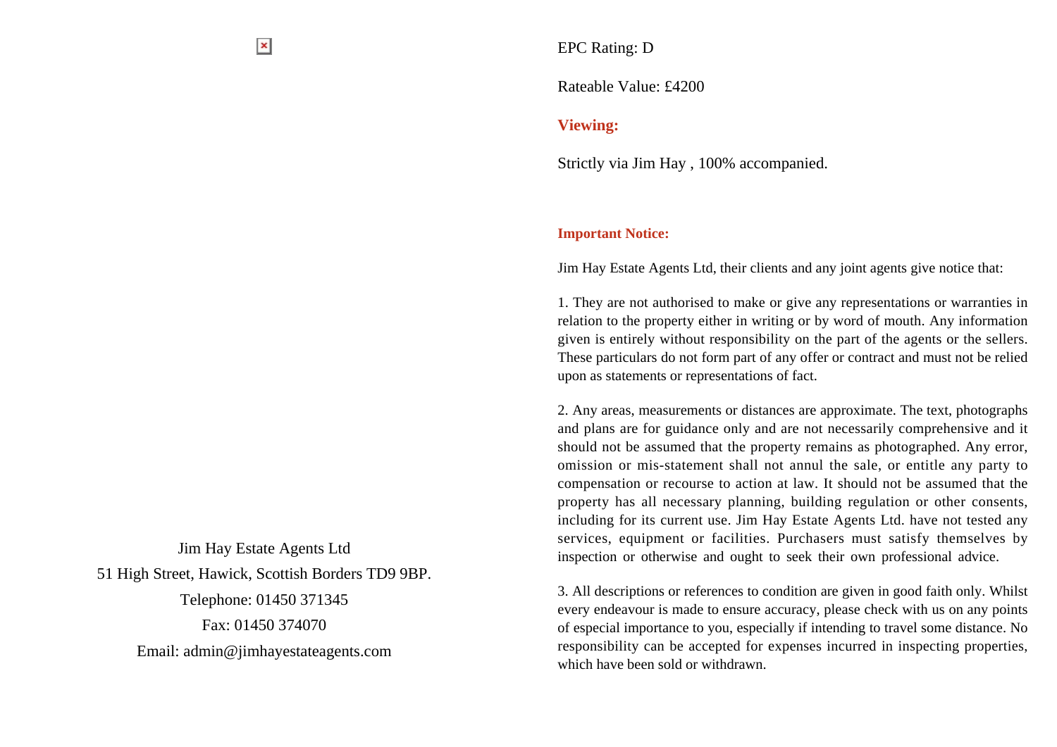EPC Rating: D

Rateable Value: £4200

**Viewing:**

Strictly via Jim Hay , 100% accompanied.

**Important Notice:**

Jim Hay Estate Agents Ltd, their clients and any joint agents give notice that:

1. They are not authorised to make or give any representations or warranties in relation to the property either in writing or by word of mouth. Any information given is entirely without responsibility on the part of the agents or the sellers. These particulars do not form part of any offer or contract and must not be relied upon as statements or representations of fact.

2. Any areas, measurements or distances are approximate. The text, photographs and plans are for guidance only and are not necessarily comprehensive and it should not be assumed that the property remains as photographed. Any error, omission or mis-statement shall not annul the sale, or entitle any party to compensation or recourse to action at law. It should not be assumed that the property has all necessary planning, building regulation or other consents, including for its current use. Jim Hay Estate Agents Ltd. have not tested any services, equipment or facilities. Purchasers must satisfy themselves by inspection or otherwise and ought to seek their own professional advice.

3. All descriptions or references to condition are given in good faith only. Whilst every endeavour is made to ensure accuracy, please check with us on any points of especial importance to you, especially if intending to travel some distance. No responsibility can be accepted for expenses incurred in inspecting properties, which have been sold or withdrawn.

Jim Hay Estate Agents Ltd

51 High Street, Hawick, Scottish Borders TD9 9BP.

Telephone: 01450 371345

Fax: 01450 374070

Email: admin@jimhayestateagents.com